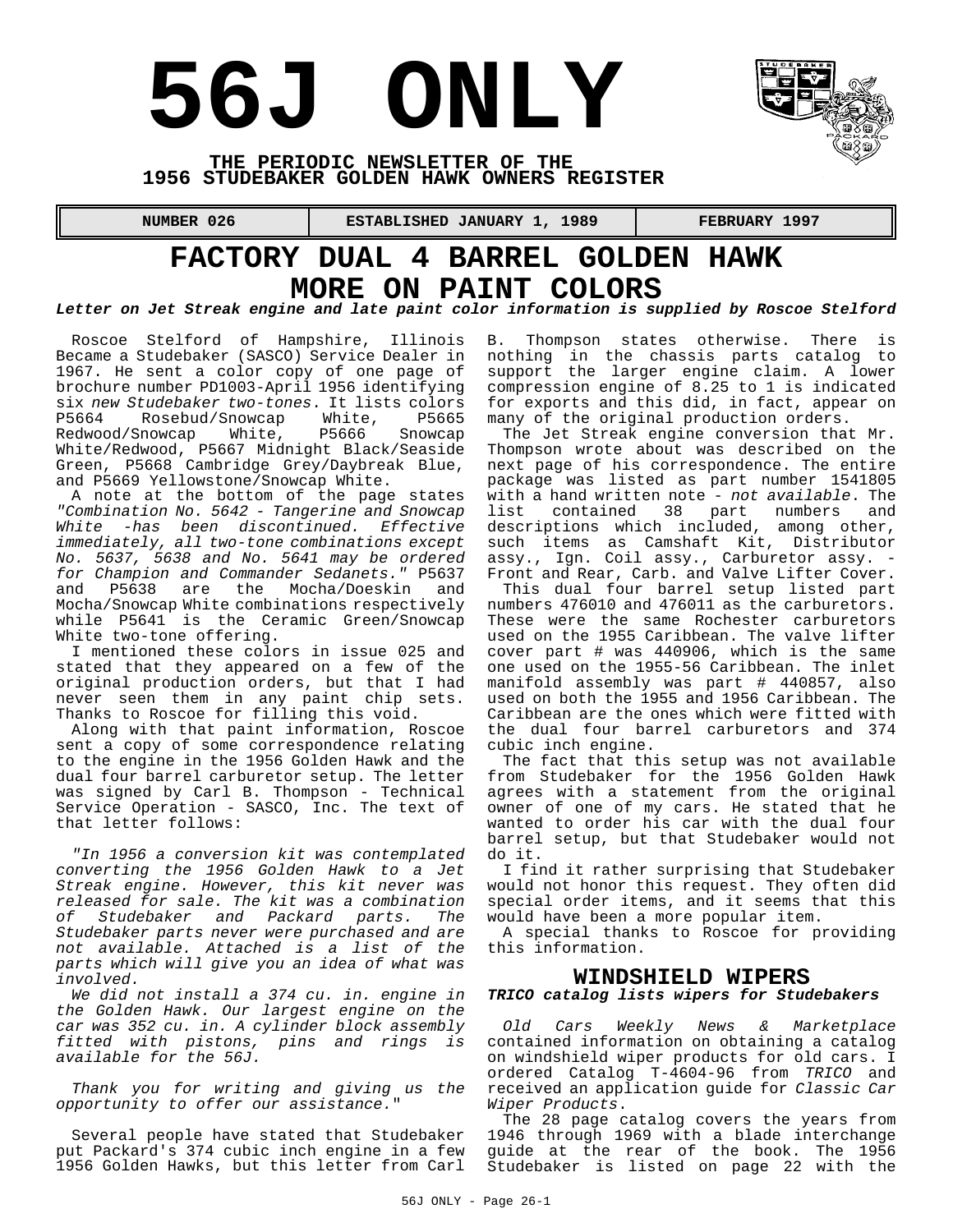# 56J ONLY

**THE PERIODIC NEWSLETTER OF THE**
**1956 STUDEBAKER GOLDEN HAWK OWNERS REGISTER**

| NUMBER 026 | ESTABLISHED JANUARY 1, 1989 | FEBRUARY 1997 |
|---|---|---|

## FACTORY DUAL 4 BARREL GOLDEN HAWK
## MORE ON PAINT COLORS

***Letter on Jet Streak engine and late paint color information is supplied by Roscoe Stelford***

Roscoe Stelford of Hampshire, Illinois Became a Studebaker (SASCO) Service Dealer in 1967. He sent a color copy of one page of brochure number PD1003-April 1956 identifying six *new Studebaker two-tones*. It lists colors P5664 Rosebud/Snowcap White, P5665 Redwood/Snowcap White, P5666 Snowcap White/Redwood, P5667 Midnight Black/Seaside Green, P5668 Cambridge Grey/Daybreak Blue, and P5669 Yellowstone/Snowcap White.

A note at the bottom of the page states *"Combination No. 5642 - Tangerine and Snowcap White -has been discontinued. Effective immediately, all two-tone combinations except No. 5637, 5638 and No. 5641 may be ordered for Champion and Commander Sedanets."* P5637 and P5638 are the Mocha/Doeskin and Mocha/Snowcap White combinations respectively while P5641 is the Ceramic Green/Snowcap White two-tone offering.

I mentioned these colors in issue 025 and stated that they appeared on a few of the original production orders, but that I had never seen them in any paint chip sets. Thanks to Roscoe for filling this void.

Along with that paint information, Roscoe sent a copy of some correspondence relating to the engine in the 1956 Golden Hawk and the dual four barrel carburetor setup. The letter was signed by Carl B. Thompson - Technical Service Operation - SASCO, Inc. The text of that letter follows:

*"In 1956 a conversion kit was contemplated converting the 1956 Golden Hawk to a Jet Streak engine. However, this kit never was released for sale. The kit was a combination of Studebaker and Packard parts. The Studebaker parts never were purchased and are not available. Attached is a list of the parts which will give you an idea of what was involved.*

*We did not install a 374 cu. in. engine in the Golden Hawk. Our largest engine on the car was 352 cu. in. A cylinder block assembly fitted with pistons, pins and rings is available for the 56J.*

*Thank you for writing and giving us the opportunity to offer our assistance."*

Several people have stated that Studebaker put Packard's 374 cubic inch engine in a few 1956 Golden Hawks, but this letter from Carl B. Thompson states otherwise. There is nothing in the chassis parts catalog to support the larger engine claim. A lower compression engine of 8.25 to 1 is indicated for exports and this did, in fact, appear on many of the original production orders.

The Jet Streak engine conversion that Mr. Thompson wrote about was described on the next page of his correspondence. The entire package was listed as part number 1541805 with a hand written note - *not available*. The list contained 38 part numbers and descriptions which included, among other, such items as Camshaft Kit, Distributor assy., Ign. Coil assy., Carburetor assy. - Front and Rear, Carb. and Valve Lifter Cover.

This dual four barrel setup listed part numbers 476010 and 476011 as the carburetors. These were the same Rochester carburetors used on the 1955 Caribbean. The valve lifter cover part # was 440906, which is the same one used on the 1955-56 Caribbean. The inlet manifold assembly was part # 440857, also used on both the 1955 and 1956 Caribbean. The Caribbean are the ones which were fitted with the dual four barrel carburetors and 374 cubic inch engine.

The fact that this setup was not available from Studebaker for the 1956 Golden Hawk agrees with a statement from the original owner of one of my cars. He stated that he wanted to order his car with the dual four barrel setup, but that Studebaker would not do it.

I find it rather surprising that Studebaker would not honor this request. They often did special order items, and it seems that this would have been a more popular item.

A special thanks to Roscoe for providing this information.

## WINDSHIELD WIPERS

***TRICO catalog lists wipers for Studebakers***

*Old Cars Weekly News & Marketplace* contained information on obtaining a catalog on windshield wiper products for old cars. I ordered Catalog T-4604-96 from *TRICO* and received an application guide for *Classic Car Wiper Products*.

The 28 page catalog covers the years from 1946 through 1969 with a blade interchange guide at the rear of the book. The 1956 Studebaker is listed on page 22 with the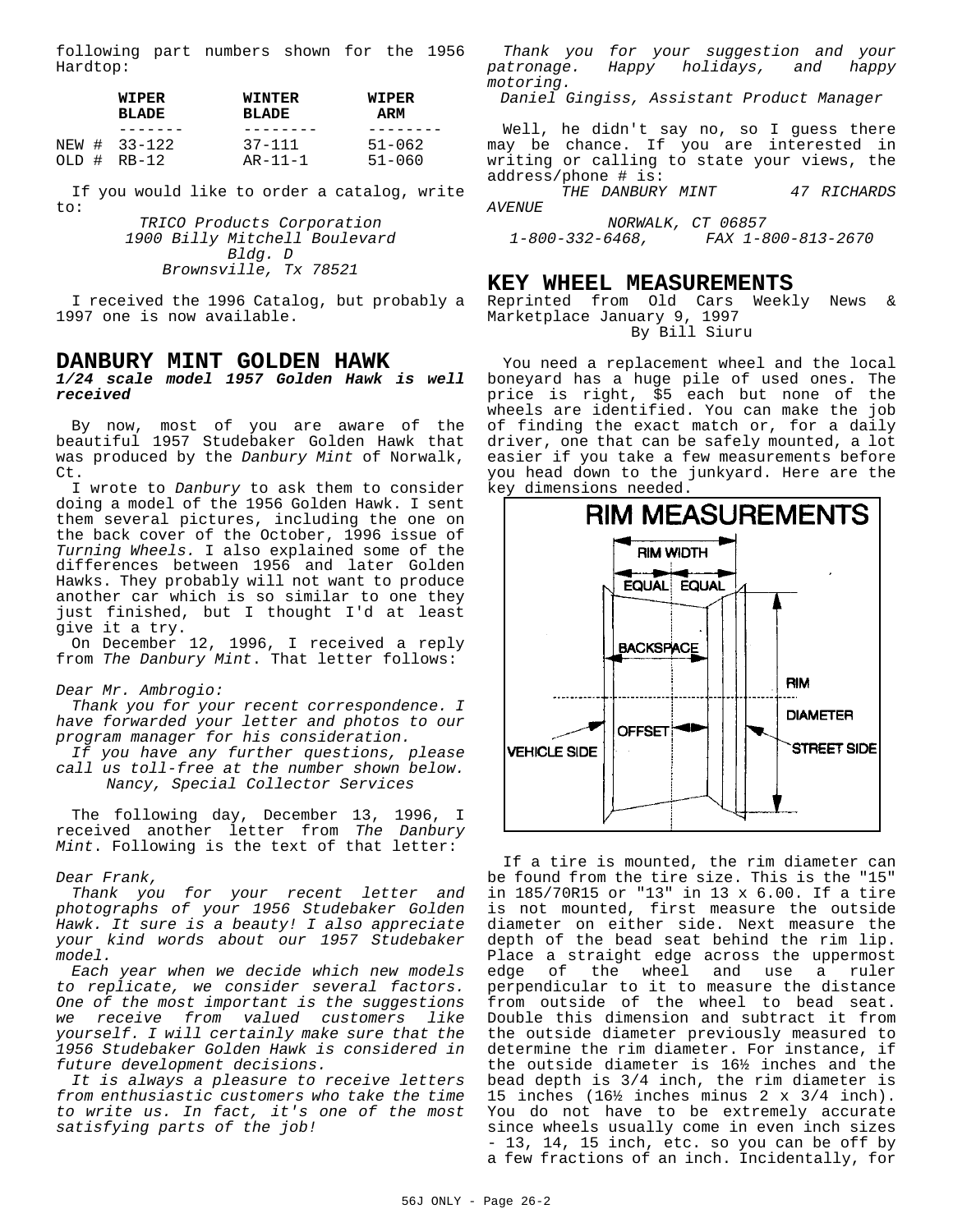following part numbers shown for the 1956 Hardtop:

| | WIPER BLADE | WINTER BLADE | WIPER ARM |
|---|---|---|---|
| NEW # | 33-122 | 37-111 | 51-062 |
| OLD # | RB-12 | AR-11-1 | 51-060 |

If you would like to order a catalog, write to:

*TRICO Products Corporation*
*1900 Billy Mitchell Boulevard*
*Bldg. D*
*Brownsville, Tx 78521*

I received the 1996 Catalog, but probably a 1997 one is now available.

## DANBURY MINT GOLDEN HAWK

***1/24 scale model 1957 Golden Hawk is well received***

By now, most of you are aware of the beautiful 1957 Studebaker Golden Hawk that was produced by the *Danbury Mint* of Norwalk, Ct.

I wrote to *Danbury* to ask them to consider doing a model of the 1956 Golden Hawk. I sent them several pictures, including the one on the back cover of the October, 1996 issue of *Turning Wheels.* I also explained some of the differences between 1956 and later Golden Hawks. They probably will not want to produce another car which is so similar to one they just finished, but I thought I'd at least give it a try.

On December 12, 1996, I received a reply from *The Danbury Mint*. That letter follows:

*Dear Mr. Ambrogio:*

*Thank you for your recent correspondence. I have forwarded your letter and photos to our program manager for his consideration.*

*If you have any further questions, please call us toll-free at the number shown below.*

*Nancy, Special Collector Services*

The following day, December 13, 1996, I received another letter from *The Danbury Mint*. Following is the text of that letter:

*Dear Frank,*

*Thank you for your recent letter and photographs of your 1956 Studebaker Golden Hawk. It sure is a beauty! I also appreciate your kind words about our 1957 Studebaker model.*

*Each year when we decide which new models to replicate, we consider several factors. One of the most important is the suggestions we receive from valued customers like yourself. I will certainly make sure that the 1956 Studebaker Golden Hawk is considered in future development decisions.*

*It is always a pleasure to receive letters from enthusiastic customers who take the time to write us. In fact, it's one of the most satisfying parts of the job!*

*Thank you for your suggestion and your patronage. Happy holidays, and happy motoring.*

*Daniel Gingiss, Assistant Product Manager*

Well, he didn't say no, so I guess there may be chance. If you are interested in writing or calling to state your views, the address/phone # is:

*THE DANBURY MINT 47 RICHARDS AVENUE*
*NORWALK, CT 06857*
*1-800-332-6468, FAX 1-800-813-2670*

## KEY WHEEL MEASUREMENTS

Reprinted from Old Cars Weekly News & Marketplace January 9, 1997

By Bill Siuru

You need a replacement wheel and the local boneyard has a huge pile of used ones. The price is right, $5 each but none of the wheels are identified. You can make the job of finding the exact match or, for a daily driver, one that can be safely mounted, a lot easier if you take a few measurements before you head down to the junkyard. Here are the key dimensions needed.

RIM MEASUREMENTS

RIM WIDTH, EQUAL, EQUAL, BACKSPACE, RIM DIAMETER, OFFSET, VEHICLE SIDE, STREET SIDE

If a tire is mounted, the rim diameter can be found from the tire size. This is the "15" in 185/70R15 or "13" in 13 x 6.00. If a tire is not mounted, first measure the outside diameter on either side. Next measure the depth of the bead seat behind the rim lip. Place a straight edge across the uppermost edge of the wheel and use a ruler perpendicular to it to measure the distance from outside of the wheel to bead seat. Double this dimension and subtract it from the outside diameter previously measured to determine the rim diameter. For instance, if the outside diameter is 16½ inches and the bead depth is 3/4 inch, the rim diameter is 15 inches (16½ inches minus 2 x 3/4 inch). You do not have to be extremely accurate since wheels usually come in even inch sizes - 13, 14, 15 inch, etc. so you can be off by a few fractions of an inch. Incidentally, for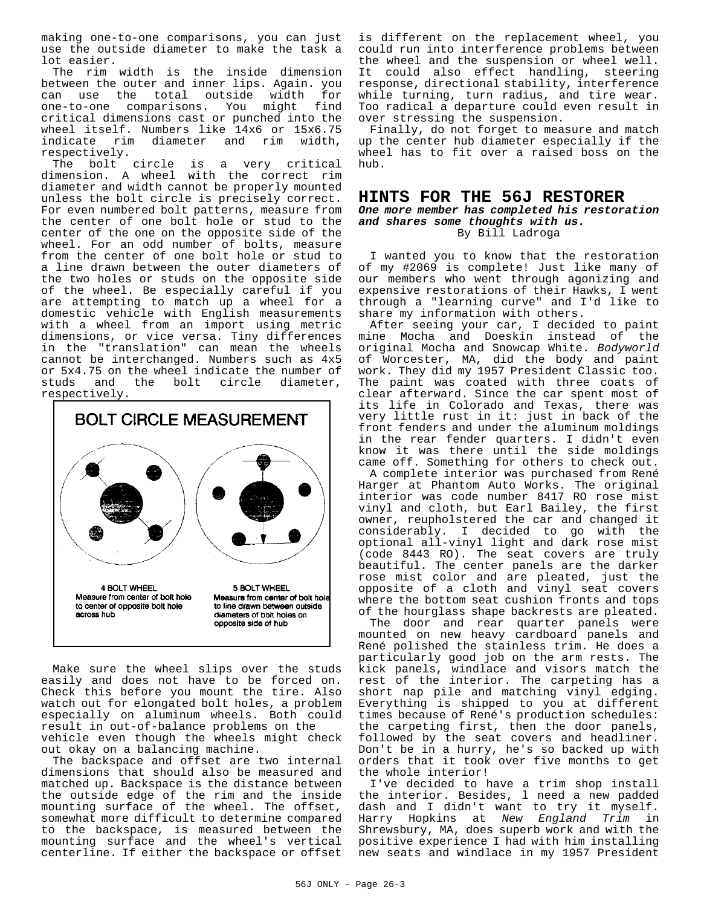making one-to-one comparisons, you can just use the outside diameter to make the task a lot easier.

The rim width is the inside dimension between the outer and inner lips. Again. you can use the total outside width for one-to-one comparisons. You might find critical dimensions cast or punched into the wheel itself. Numbers like 14x6 or 15x6.75 indicate rim diameter and rim width, respectively.

The bolt circle is a very critical dimension. A wheel with the correct rim diameter and width cannot be properly mounted unless the bolt circle is precisely correct. For even numbered bolt patterns, measure from the center of one bolt hole or stud to the center of the one on the opposite side of the wheel. For an odd number of bolts, measure from the center of one bolt hole or stud to a line drawn between the outer diameters of the two holes or studs on the opposite side of the wheel. Be especially careful if you are attempting to match up a wheel for a domestic vehicle with English measurements with a wheel from an import using metric dimensions, or vice versa. Tiny differences in the "translation" can mean the wheels cannot be interchanged. Numbers such as 4x5 or 5x4.75 on the wheel indicate the number of studs and the bolt circle diameter, respectively.

**BOLT CIRCLE MEASUREMENT**

4 BOLT WHEEL
Measure from center of bolt hole to center of opposite bolt hole across hub

5 BOLT WHEEL
Measure from center of bolt hole to line drawn between outside diameters of bolt holes on opposite side of hub

Make sure the wheel slips over the studs easily and does not have to be forced on. Check this before you mount the tire. Also watch out for elongated bolt holes, a problem especially on aluminum wheels. Both could result in out-of-balance problems on the vehicle even though the wheels might check out okay on a balancing machine.

The backspace and offset are two internal dimensions that should also be measured and matched up. Backspace is the distance between the outside edge of the rim and the inside mounting surface of the wheel. The offset, somewhat more difficult to determine compared to the backspace, is measured between the mounting surface and the wheel's vertical centerline. If either the backspace or offset is different on the replacement wheel, you could run into interference problems between the wheel and the suspension or wheel well. It could also effect handling, steering response, directional stability, interference while turning, turn radius, and tire wear. Too radical a departure could even result in over stressing the suspension.

Finally, do not forget to measure and match up the center hub diameter especially if the wheel has to fit over a raised boss on the hub.

## HINTS FOR THE 56J RESTORER

***One more member has completed his restoration and shares some thoughts with us.***

By Bill Ladroga

I wanted you to know that the restoration of my #2069 is complete! Just like many of our members who went through agonizing and expensive restorations of their Hawks, I went through a "learning curve" and I'd like to share my information with others.

After seeing your car, I decided to paint mine Mocha and Doeskin instead of the original Mocha and Snowcap White. *Bodyworld* of Worcester, MA, did the body and paint work. They did my 1957 President Classic too. The paint was coated with three coats of clear afterward. Since the car spent most of its life in Colorado and Texas, there was very little rust in it: just in back of the front fenders and under the aluminum moldings in the rear fender quarters. I didn't even know it was there until the side moldings came off. Something for others to check out.

A complete interior was purchased from René Harger at Phantom Auto Works. The original interior was code number 8417 RO rose mist vinyl and cloth, but Earl Bailey, the first owner, reupholstered the car and changed it considerably. I decided to go with the optional all-vinyl light and dark rose mist (code 8443 RO). The seat covers are truly beautiful. The center panels are the darker rose mist color and are pleated, just the opposite of a cloth and vinyl seat covers where the bottom seat cushion fronts and tops of the hourglass shape backrests are pleated.

The door and rear quarter panels were mounted on new heavy cardboard panels and René polished the stainless trim. He does a particularly good job on the arm rests. The kick panels, windlace and visors match the rest of the interior. The carpeting has a short nap pile and matching vinyl edging. Everything is shipped to you at different times because of René's production schedules: the carpeting first, then the door panels, followed by the seat covers and headliner. Don't be in a hurry, he's so backed up with orders that it took over five months to get the whole interior!

I've decided to have a trim shop install the interior. Besides, I need a new padded dash and I didn't want to try it myself. Harry Hopkins at *New England Trim* in Shrewsbury, MA, does superb work and with the positive experience I had with him installing new seats and windlace in my 1957 President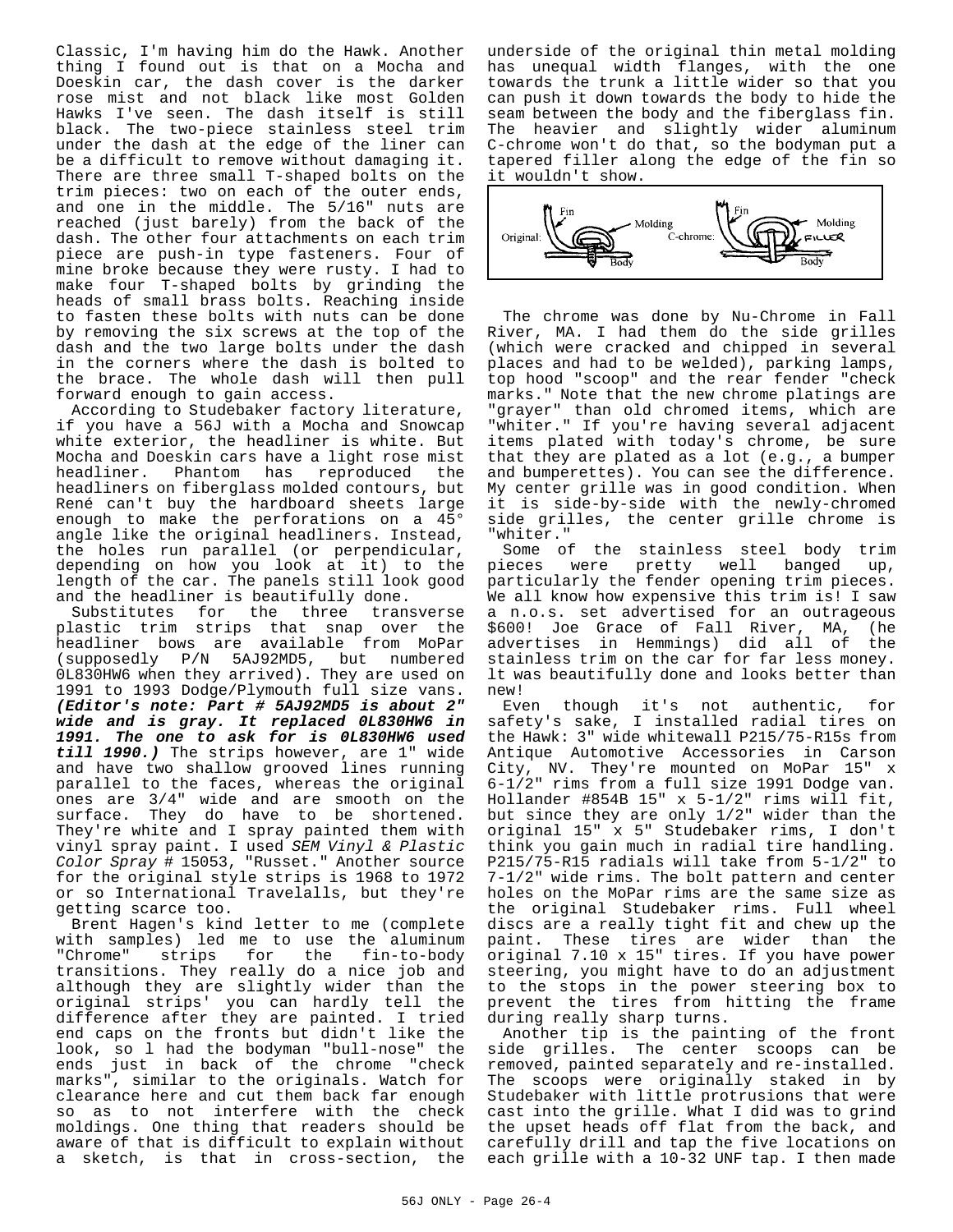Classic, I'm having him do the Hawk. Another thing I found out is that on a Mocha and Doeskin car, the dash cover is the darker rose mist and not black like most Golden Hawks I've seen. The dash itself is still black. The two-piece stainless steel trim under the dash at the edge of the liner can be a difficult to remove without damaging it. There are three small T-shaped bolts on the trim pieces: two on each of the outer ends, and one in the middle. The 5/16" nuts are reached (just barely) from the back of the dash. The other four attachments on each trim piece are push-in type fasteners. Four of mine broke because they were rusty. I had to make four T-shaped bolts by grinding the heads of small brass bolts. Reaching inside to fasten these bolts with nuts can be done by removing the six screws at the top of the dash and the two large bolts under the dash in the corners where the dash is bolted to the brace. The whole dash will then pull forward enough to gain access.

According to Studebaker factory literature, if you have a 56J with a Mocha and Snowcap white exterior, the headliner is white. But Mocha and Doeskin cars have a light rose mist headliner. Phantom has reproduced the headliners on fiberglass molded contours, but René can't buy the hardboard sheets large enough to make the perforations on a 45° angle like the original headliners. Instead, the holes run parallel (or perpendicular, depending on how you look at it) to the length of the car. The panels still look good and the headliner is beautifully done.

Substitutes for the three transverse plastic trim strips that snap over the headliner bows are available from MoPar (supposedly P/N 5AJ92MD5, but numbered 0L830HW6 when they arrived). They are used on 1991 to 1993 Dodge/Plymouth full size vans. ***(Editor's note: Part # 5AJ92MD5 is about 2" wide and is gray. It replaced 0L830HW6 in 1991. The one to ask for is 0L830HW6 used till 1990.)*** The strips however, are 1" wide and have two shallow grooved lines running parallel to the faces, whereas the original ones are 3/4" wide and are smooth on the surface. They do have to be shortened. They're white and I spray painted them with vinyl spray paint. I used *SEM Vinyl & Plastic Color Spray* # 15053, "Russet." Another source for the original style strips is 1968 to 1972 or so International Travelalls, but they're getting scarce too.

Brent Hagen's kind letter to me (complete with samples) led me to use the aluminum "Chrome" strips for the fin-to-body transitions. They really do a nice job and although they are slightly wider than the original strips' you can hardly tell the difference after they are painted. I tried end caps on the fronts but didn't like the look, so I had the bodyman "bull-nose" the ends just in back of the chrome "check marks", similar to the originals. Watch for clearance here and cut them back far enough so as to not interfere with the check moldings. One thing that readers should be aware of that is difficult to explain without a sketch, is that in cross-section, the underside of the original thin metal molding has unequal width flanges, with the one towards the trunk a little wider so that you can push it down towards the body to hide the seam between the body and the fiberglass fin. The heavier and slightly wider aluminum C-chrome won't do that, so the bodyman put a tapered filler along the edge of the fin so it wouldn't show.

Original: Fin, Molding, Body — C-chrome: Fin, Molding, FILLER, Body

The chrome was done by Nu-Chrome in Fall River, MA. I had them do the side grilles (which were cracked and chipped in several places and had to be welded), parking lamps, top hood "scoop" and the rear fender "check marks." Note that the new chrome platings are "grayer" than old chromed items, which are "whiter." If you're having several adjacent items plated with today's chrome, be sure that they are plated as a lot (e.g., a bumper and bumperettes). You can see the difference. My center grille was in good condition. When it is side-by-side with the newly-chromed side grilles, the center grille chrome is "whiter."

Some of the stainless steel body trim pieces were pretty well banged up, particularly the fender opening trim pieces. We all know how expensive this trim is! I saw a n.o.s. set advertised for an outrageous $600! Joe Grace of Fall River, MA, (he advertises in Hemmings) did all of the stainless trim on the car for far less money. It was beautifully done and looks better than new!

Even though it's not authentic, for safety's sake, I installed radial tires on the Hawk: 3" wide whitewall P215/75-R15s from Antique Automotive Accessories in Carson City, NV. They're mounted on MoPar 15" x 6-1/2" rims from a full size 1991 Dodge van. Hollander #854B 15" x 5-1/2" rims will fit, but since they are only 1/2" wider than the original 15" x 5" Studebaker rims, I don't think you gain much in radial tire handling. P215/75-R15 radials will take from 5-1/2" to 7-1/2" wide rims. The bolt pattern and center holes on the MoPar rims are the same size as the original Studebaker rims. Full wheel discs are a really tight fit and chew up the paint. These tires are wider than the original 7.10 x 15" tires. If you have power steering, you might have to do an adjustment to the stops in the power steering box to prevent the tires from hitting the frame during really sharp turns.

Another tip is the painting of the front side grilles. The center scoops can be removed, painted separately and re-installed. The scoops were originally staked in by Studebaker with little protrusions that were cast into the grille. What I did was to grind the upset heads off flat from the back, and carefully drill and tap the five locations on each grille with a 10-32 UNF tap. I then made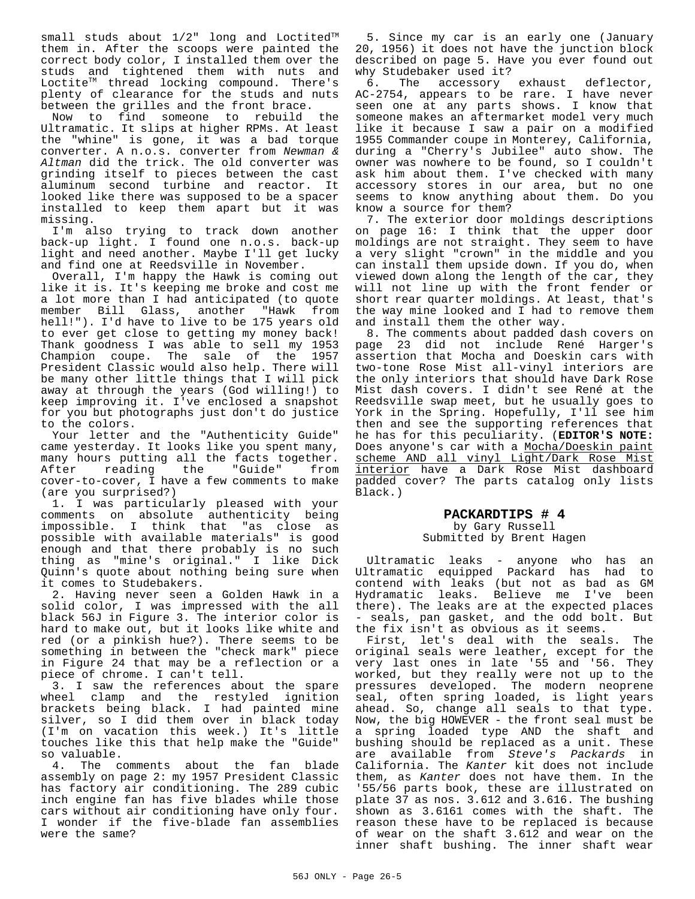small studs about 1/2" long and Loctite™ them in. After the scoops were painted the correct body color, I installed them over the studs and tightened them with nuts and Loctite™ thread locking compound. There's plenty of clearance for the studs and nuts between the grilles and the front brace.

Now to find someone to rebuild the Ultramatic. It slips at higher RPMs. At least the "whine" is gone, it was a bad torque converter. A n.o.s. converter from *Newman & Altman* did the trick. The old converter was grinding itself to pieces between the cast aluminum second turbine and reactor. It looked like there was supposed to be a spacer installed to keep them apart but it was missing.

I'm also trying to track down another back-up light. I found one n.o.s. back-up light and need another. Maybe I'll get lucky and find one at Reedsville in November.

Overall, I'm happy the Hawk is coming out like it is. It's keeping me broke and cost me a lot more than I had anticipated (to quote member Bill Glass, another "Hawk from hell!"). I'd have to live to be 175 years old to ever get close to getting my money back! Thank goodness I was able to sell my 1953 Champion coupe. The sale of the 1957 President Classic would also help. There will be many other little things that I will pick away at through the years (God willing!) to keep improving it. I've enclosed a snapshot for you but photographs just don't do justice to the colors.

Your letter and the "Authenticity Guide" came yesterday. It looks like you spent many, many hours putting all the facts together. After reading the "Guide" from cover-to-cover, I have a few comments to make (are you surprised?)

1. I was particularly pleased with your comments on absolute authenticity being impossible. I think that "as close as possible with available materials" is good enough and that there probably is no such thing as "mine's original." I like Dick Quinn's quote about nothing being sure when it comes to Studebakers.

2. Having never seen a Golden Hawk in a solid color, I was impressed with the all black 56J in Figure 3. The interior color is hard to make out, but it looks like white and red (or a pinkish hue?). There seems to be something in between the "check mark" piece in Figure 24 that may be a reflection or a piece of chrome. I can't tell.

3. I saw the references about the spare wheel clamp and the restyled ignition brackets being black. I had painted mine silver, so I did them over in black today (I'm on vacation this week.) It's little touches like this that help make the "Guide" so valuable.

4. The comments about the fan blade assembly on page 2: my 1957 President Classic has factory air conditioning. The 289 cubic inch engine fan has five blades while those cars without air conditioning have only four. I wonder if the five-blade fan assemblies were the same?

5. Since my car is an early one (January 20, 1956) it does not have the junction block described on page 5. Have you ever found out why Studebaker used it?

6. The accessory exhaust deflector, AC-2754, appears to be rare. I have never seen one at any parts shows. I know that someone makes an aftermarket model very much like it because I saw a pair on a modified 1955 Commander coupe in Monterey, California, during a "Cherry's Jubilee" auto show. The owner was nowhere to be found, so I couldn't ask him about them. I've checked with many accessory stores in our area, but no one seems to know anything about them. Do you know a source for them?

7. The exterior door moldings descriptions on page 16: I think that the upper door moldings are not straight. They seem to have a very slight "crown" in the middle and you can install them upside down. If you do, when viewed down along the length of the car, they will not line up with the front fender or short rear quarter moldings. At least, that's the way mine looked and I had to remove them and install them the other way.

8. The comments about padded dash covers on page 23 did not include René Harger's assertion that Mocha and Doeskin cars with two-tone Rose Mist all-vinyl interiors are the only interiors that should have Dark Rose Mist dash covers. I didn't see René at the Reedsville swap meet, but he usually goes to York in the Spring. Hopefully, I'll see him then and see the supporting references that he has for this peculiarity. (**EDITOR'S NOTE:** Does anyone's car with a Mocha/Doeskin paint scheme AND all vinyl Light/Dark Rose Mist interior have a Dark Rose Mist dashboard padded cover? The parts catalog only lists Black.)

## PACKARDTIPS # 4

by Gary Russell
Submitted by Brent Hagen

Ultramatic leaks - anyone who has an Ultramatic equipped Packard has had to contend with leaks (but not as bad as GM Hydramatic leaks. Believe me I've been there). The leaks are at the expected places - seals, pan gasket, and the odd bolt. But the fix isn't as obvious as it seems.

First, let's deal with the seals. The original seals were leather, except for the very last ones in late '55 and '56. They worked, but they really were not up to the pressures developed. The modern neoprene seal, often spring loaded, is light years ahead. So, change all seals to that type. Now, the big HOWEVER - the front seal must be a spring loaded type AND the shaft and bushing should be replaced as a unit. These are available from *Steve's Packards* in California. The *Kanter* kit does not include them, as *Kanter* does not have them. In the '55/56 parts book, these are illustrated on plate 37 as nos. 3.612 and 3.616. The bushing shown as 3.6161 comes with the shaft. The reason these have to be replaced is because of wear on the shaft 3.612 and wear on the inner shaft bushing. The inner shaft wear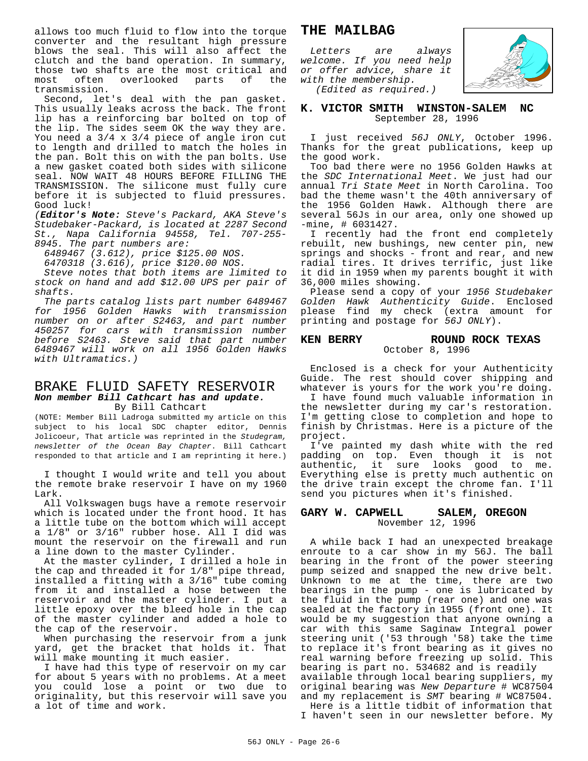allows too much fluid to flow into the torque converter and the resultant high pressure blows the seal. This will also affect the clutch and the band operation. In summary, those two shafts are the most critical and most often overlooked parts of the transmission.

Second, let's deal with the pan gasket. This usually leaks across the back. The front lip has a reinforcing bar bolted on top of the lip. The sides seem OK the way they are. You need a 3/4 x 3/4 piece of angle iron cut to length and drilled to match the holes in the pan. Bolt this on with the pan bolts. Use a new gasket coated both sides with silicone seal. NOW WAIT 48 HOURS BEFORE FILLING THE TRANSMISSION. The silicone must fully cure before it is subjected to fluid pressures. Good luck!

(***Editor's Note:*** *Steve's Packard, AKA Steve's Studebaker-Packard, is located at 2287 Second St., Napa California 94558, Tel. 707-255-8945. The part numbers are:*

*6489467 (3.612), price $125.00 NOS.*

*6470318 (3.616), price $120.00 NOS.*

*Steve notes that both items are limited to stock on hand and add $12.00 UPS per pair of shafts.*

*The parts catalog lists part number 6489467 for 1956 Golden Hawks with transmission number on or after S2463, and part number 450257 for cars with transmission number before S2463. Steve said that part number 6489467 will work on all 1956 Golden Hawks with Ultramatics.)*

## BRAKE FLUID SAFETY RESERVOIR

***Non member Bill Cathcart has and update.***

By Bill Cathcart

(NOTE: Member Bill Ladroga submitted my article on this subject to his local SDC chapter editor, Dennis Jolicoeur, That article was reprinted in the *Studegram, newsletter of the Ocean Bay Chapter*. Bill Cathcart responded to that article and I am reprinting it here.)

I thought I would write and tell you about the remote brake reservoir I have on my 1960 Lark.

All Volkswagen bugs have a remote reservoir which is located under the front hood. It has a little tube on the bottom which will accept a 1/8" or 3/16" rubber hose. All I did was mount the reservoir on the firewall and run a line down to the master Cylinder.

At the master cylinder, I drilled a hole in the cap and threaded it for 1/8" pipe thread, installed a fitting with a 3/16" tube coming from it and installed a hose between the reservoir and the master cylinder. I put a little epoxy over the bleed hole in the cap of the master cylinder and added a hole to the cap of the reservoir.

When purchasing the reservoir from a junk yard, get the bracket that holds it. That will make mounting it much easier.

I have had this type of reservoir on my car for about 5 years with no problems. At a meet you could lose a point or two due to originality, but this reservoir will save you a lot of time and work.

# THE MAILBAG

*Letters are always welcome. If you need help or offer advice, share it with the membership.*
*(Edited as required.)*

### K. VICTOR SMITH WINSTON-SALEM NC
September 28, 1996

I just received *56J ONLY*, October 1996. Thanks for the great publications, keep up the good work.

Too bad there were no 1956 Golden Hawks at the *SDC International Meet*. We just had our annual *Tri State Meet* in North Carolina. Too bad the theme wasn't the 40th anniversary of the 1956 Golden Hawk. Although there are several 56Js in our area, only one showed up -mine, # 6031427.

I recently had the front end completely rebuilt, new bushings, new center pin, new springs and shocks - front and rear, and new radial tires. It drives terrific, just like it did in 1959 when my parents bought it with 36,000 miles showing.

Please send a copy of your *1956 Studebaker Golden Hawk Authenticity Guide*. Enclosed please find my check (extra amount for printing and postage for *56J ONLY*).

### KEN BERRY ROUND ROCK TEXAS
October 8, 1996

Enclosed is a check for your Authenticity Guide. The rest should cover shipping and whatever is yours for the work you're doing.

I have found much valuable information in the newsletter during my car's restoration. I'm getting close to completion and hope to finish by Christmas. Here is a picture of the project.

I've painted my dash white with the red padding on top. Even though it is not authentic, it sure looks good to me. Everything else is pretty much authentic on the drive train except the chrome fan. I'll send you pictures when it's finished.

### GARY W. CAPWELL SALEM, OREGON
November 12, 1996

A while back I had an unexpected breakage enroute to a car show in my 56J. The ball bearing in the front of the power steering pump seized and snapped the new drive belt. Unknown to me at the time, there are two bearings in the pump - one is lubricated by the fluid in the pump (rear one) and one was sealed at the factory in 1955 (front one). It would be my suggestion that anyone owning a car with this same Saginaw Integral power steering unit ('53 through '58) take the time to replace it's front bearing as it gives no real warning before freezing up solid. This bearing is part no. 534682 and is readily available through local bearing suppliers, my original bearing was *New Departure* # WC87504 and my replacement is *SMT* bearing # WC87504.

Here is a little tidbit of information that I haven't seen in our newsletter before. My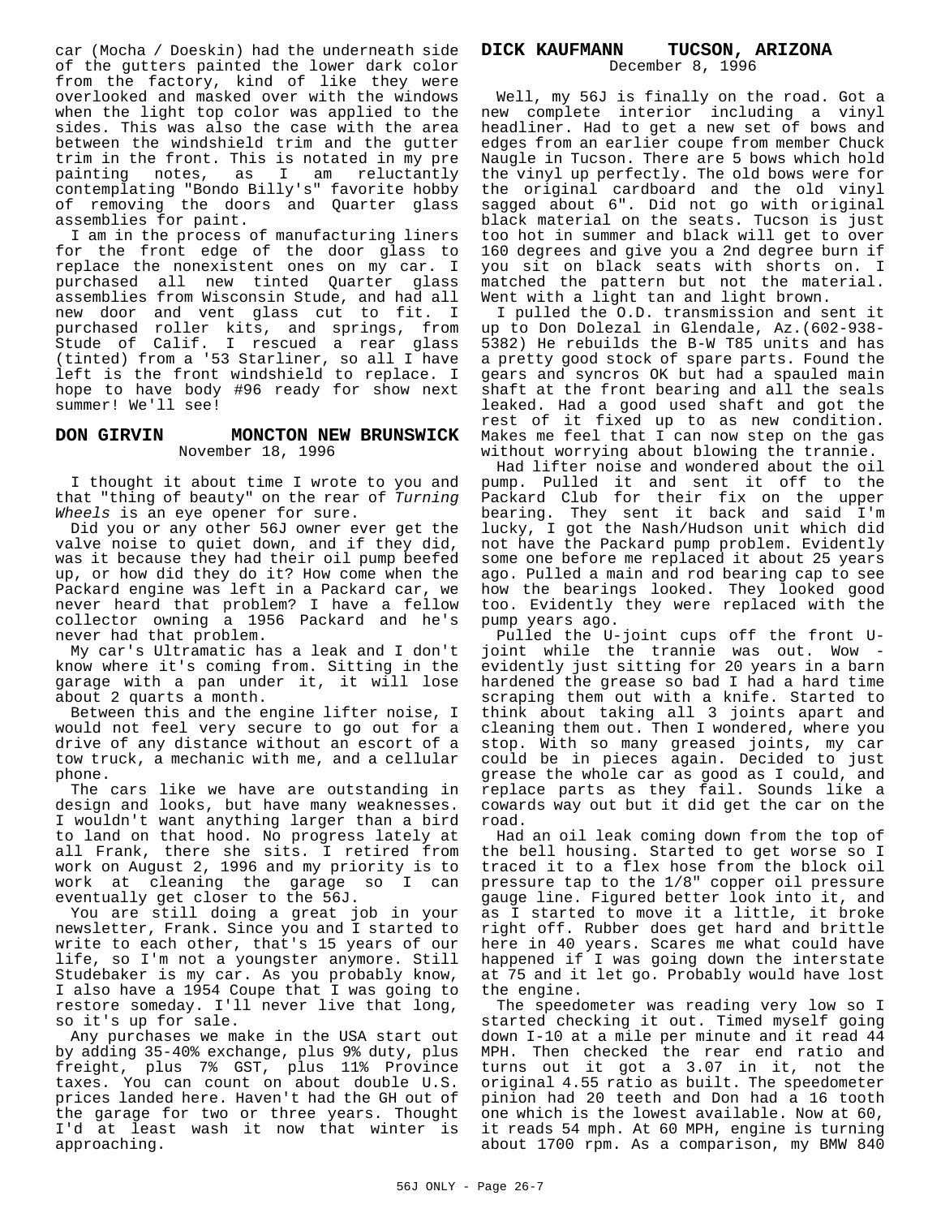car (Mocha / Doeskin) had the underneath side of the gutters painted the lower dark color from the factory, kind of like they were overlooked and masked over with the windows when the light top color was applied to the sides. This was also the case with the area between the windshield trim and the gutter trim in the front. This is notated in my pre painting notes, as I am reluctantly contemplating "Bondo Billy's" favorite hobby of removing the doors and Quarter glass assemblies for paint.

I am in the process of manufacturing liners for the front edge of the door glass to replace the nonexistent ones on my car. I purchased all new tinted Quarter glass assemblies from Wisconsin Stude, and had all new door and vent glass cut to fit. I purchased roller kits, and springs, from Stude of Calif. I rescued a rear glass (tinted) from a '53 Starliner, so all I have left is the front windshield to replace. I hope to have body #96 ready for show next summer! We'll see!

## DON GIRVIN    MONCTON NEW BRUNSWICK

November 18, 1996

I thought it about time I wrote to you and that "thing of beauty" on the rear of *Turning Wheels* is an eye opener for sure.

Did you or any other 56J owner ever get the valve noise to quiet down, and if they did, was it because they had their oil pump beefed up, or how did they do it? How come when the Packard engine was left in a Packard car, we never heard that problem? I have a fellow collector owning a 1956 Packard and he's never had that problem.

My car's Ultramatic has a leak and I don't know where it's coming from. Sitting in the garage with a pan under it, it will lose about 2 quarts a month.

Between this and the engine lifter noise, I would not feel very secure to go out for a drive of any distance without an escort of a tow truck, a mechanic with me, and a cellular phone.

The cars like we have are outstanding in design and looks, but have many weaknesses. I wouldn't want anything larger than a bird to land on that hood. No progress lately at all Frank, there she sits. I retired from work on August 2, 1996 and my priority is to work at cleaning the garage so I can eventually get closer to the 56J.

You are still doing a great job in your newsletter, Frank. Since you and I started to write to each other, that's 15 years of our life, so I'm not a youngster anymore. Still Studebaker is my car. As you probably know, I also have a 1954 Coupe that I was going to restore someday. I'll never live that long, so it's up for sale.

Any purchases we make in the USA start out by adding 35-40% exchange, plus 9% duty, plus freight, plus 7% GST, plus 11% Province taxes. You can count on about double U.S. prices landed here. Haven't had the GH out of the garage for two or three years. Thought I'd at least wash it now that winter is approaching.

## DICK KAUFMANN    TUCSON, ARIZONA

December 8, 1996

Well, my 56J is finally on the road. Got a new complete interior including a vinyl headliner. Had to get a new set of bows and edges from an earlier coupe from member Chuck Naugle in Tucson. There are 5 bows which hold the vinyl up perfectly. The old bows were for the original cardboard and the old vinyl sagged about 6". Did not go with original black material on the seats. Tucson is just too hot in summer and black will get to over 160 degrees and give you a 2nd degree burn if you sit on black seats with shorts on. I matched the pattern but not the material. Went with a light tan and light brown.

I pulled the O.D. transmission and sent it up to Don Dolezal in Glendale, Az.(602-938-5382) He rebuilds the B-W T85 units and has a pretty good stock of spare parts. Found the gears and syncros OK but had a spauled main shaft at the front bearing and all the seals leaked. Had a good used shaft and got the rest of it fixed up to as new condition. Makes me feel that I can now step on the gas without worrying about blowing the trannie.

Had lifter noise and wondered about the oil pump. Pulled it and sent it off to the Packard Club for their fix on the upper bearing. They sent it back and said I'm lucky, I got the Nash/Hudson unit which did not have the Packard pump problem. Evidently some one before me replaced it about 25 years ago. Pulled a main and rod bearing cap to see how the bearings looked. They looked good too. Evidently they were replaced with the pump years ago.

Pulled the U-joint cups off the front U-joint while the trannie was out. Wow - evidently just sitting for 20 years in a barn hardened the grease so bad I had a hard time scraping them out with a knife. Started to think about taking all 3 joints apart and cleaning them out. Then I wondered, where you stop. With so many greased joints, my car could be in pieces again. Decided to just grease the whole car as good as I could, and replace parts as they fail. Sounds like a cowards way out but it did get the car on the road.

Had an oil leak coming down from the top of the bell housing. Started to get worse so I traced it to a flex hose from the block oil pressure tap to the 1/8" copper oil pressure gauge line. Figured better look into it, and as I started to move it a little, it broke right off. Rubber does get hard and brittle here in 40 years. Scares me what could have happened if I was going down the interstate at 75 and it let go. Probably would have lost the engine.

The speedometer was reading very low so I started checking it out. Timed myself going down I-10 at a mile per minute and it read 44 MPH. Then checked the rear end ratio and turns out it got a 3.07 in it, not the original 4.55 ratio as built. The speedometer pinion had 20 teeth and Don had a 16 tooth one which is the lowest available. Now at 60, it reads 54 mph. At 60 MPH, engine is turning about 1700 rpm. As a comparison, my BMW 840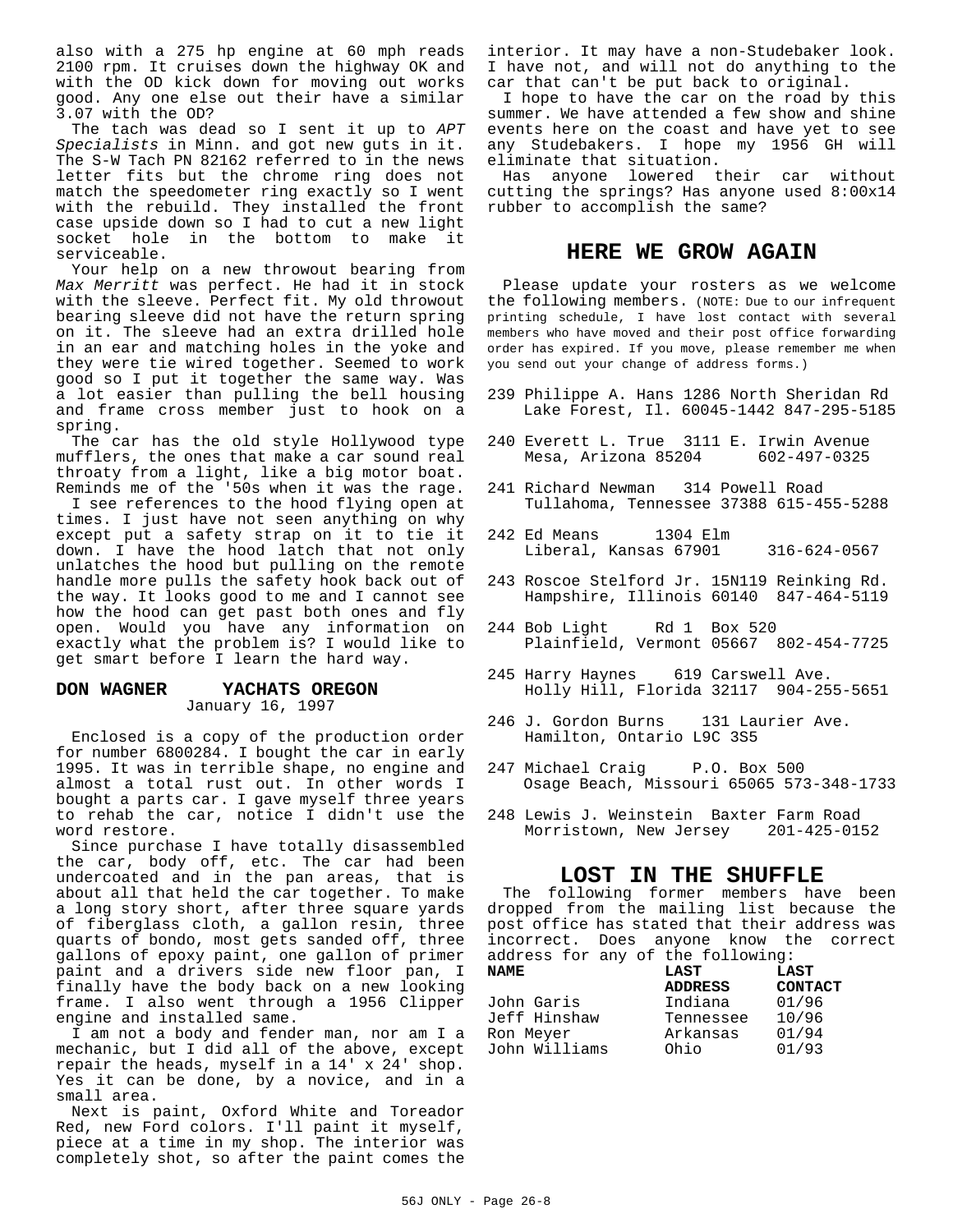also with a 275 hp engine at 60 mph reads 2100 rpm. It cruises down the highway OK and with the OD kick down for moving out works good. Any one else out their have a similar 3.07 with the OD?

The tach was dead so I sent it up to *APT Specialists* in Minn. and got new guts in it. The S-W Tach PN 82162 referred to in the news letter fits but the chrome ring does not match the speedometer ring exactly so I went with the rebuild. They installed the front case upside down so I had to cut a new light socket hole in the bottom to make it serviceable.

Your help on a new throwout bearing from *Max Merritt* was perfect. He had it in stock with the sleeve. Perfect fit. My old throwout bearing sleeve did not have the return spring on it. The sleeve had an extra drilled hole in an ear and matching holes in the yoke and they were tie wired together. Seemed to work good so I put it together the same way. Was a lot easier than pulling the bell housing and frame cross member just to hook on a spring.

The car has the old style Hollywood type mufflers, the ones that make a car sound real throaty from a light, like a big motor boat. Reminds me of the '50s when it was the rage.

I see references to the hood flying open at times. I just have not seen anything on why except put a safety strap on it to tie it down. I have the hood latch that not only unlatches the hood but pulling on the remote handle more pulls the safety hook back out of the way. It looks good to me and I cannot see how the hood can get past both ones and fly open. Would you have any information on exactly what the problem is? I would like to get smart before I learn the hard way.

### DON WAGNER YACHATS OREGON
January 16, 1997

Enclosed is a copy of the production order for number 6800284. I bought the car in early 1995. It was in terrible shape, no engine and almost a total rust out. In other words I bought a parts car. I gave myself three years to rehab the car, notice I didn't use the word restore.

Since purchase I have totally disassembled the car, body off, etc. The car had been undercoated and in the pan areas, that is about all that held the car together. To make a long story short, after three square yards of fiberglass cloth, a gallon resin, three quarts of bondo, most gets sanded off, three gallons of epoxy paint, one gallon of primer paint and a drivers side new floor pan, I finally have the body back on a new looking frame. I also went through a 1956 Clipper engine and installed same.

I am not a body and fender man, nor am I a mechanic, but I did all of the above, except repair the heads, myself in a 14' x 24' shop. Yes it can be done, by a novice, and in a small area.

Next is paint, Oxford White and Toreador Red, new Ford colors. I'll paint it myself, piece at a time in my shop. The interior was completely shot, so after the paint comes the interior. It may have a non-Studebaker look. I have not, and will not do anything to the car that can't be put back to original.

I hope to have the car on the road by this summer. We have attended a few show and shine events here on the coast and have yet to see any Studebakers. I hope my 1956 GH will eliminate that situation.

Has anyone lowered their car without cutting the springs? Has anyone used 8:00x14 rubber to accomplish the same?

## HERE WE GROW AGAIN

Please update your rosters as we welcome the following members. (NOTE: Due to our infrequent printing schedule, I have lost contact with several members who have moved and their post office forwarding order has expired. If you move, please remember me when you send out your change of address forms.)

239 Philippe A. Hans 1286 North Sheridan Rd
Lake Forest, Il. 60045-1442 847-295-5185

240 Everett L. True 3111 E. Irwin Avenue
Mesa, Arizona 85204 602-497-0325

241 Richard Newman 314 Powell Road
Tullahoma, Tennessee 37388 615-455-5288

242 Ed Means 1304 Elm
Liberal, Kansas 67901 316-624-0567

243 Roscoe Stelford Jr. 15N119 Reinking Rd.
Hampshire, Illinois 60140 847-464-5119

244 Bob Light Rd 1 Box 520
Plainfield, Vermont 05667 802-454-7725

245 Harry Haynes 619 Carswell Ave.
Holly Hill, Florida 32117 904-255-5651

246 J. Gordon Burns 131 Laurier Ave.
Hamilton, Ontario L9C 3S5

247 Michael Craig P.O. Box 500
Osage Beach, Missouri 65065 573-348-1733

248 Lewis J. Weinstein Baxter Farm Road
Morristown, New Jersey 201-425-0152

## LOST IN THE SHUFFLE

The following former members have been dropped from the mailing list because the post office has stated that their address was incorrect. Does anyone know the correct address for any of the following:

| NAME | LAST ADDRESS | LAST CONTACT |
|---|---|---|
| John Garis | Indiana | 01/96 |
| Jeff Hinshaw | Tennessee | 10/96 |
| Ron Meyer | Arkansas | 01/94 |
| John Williams | Ohio | 01/93 |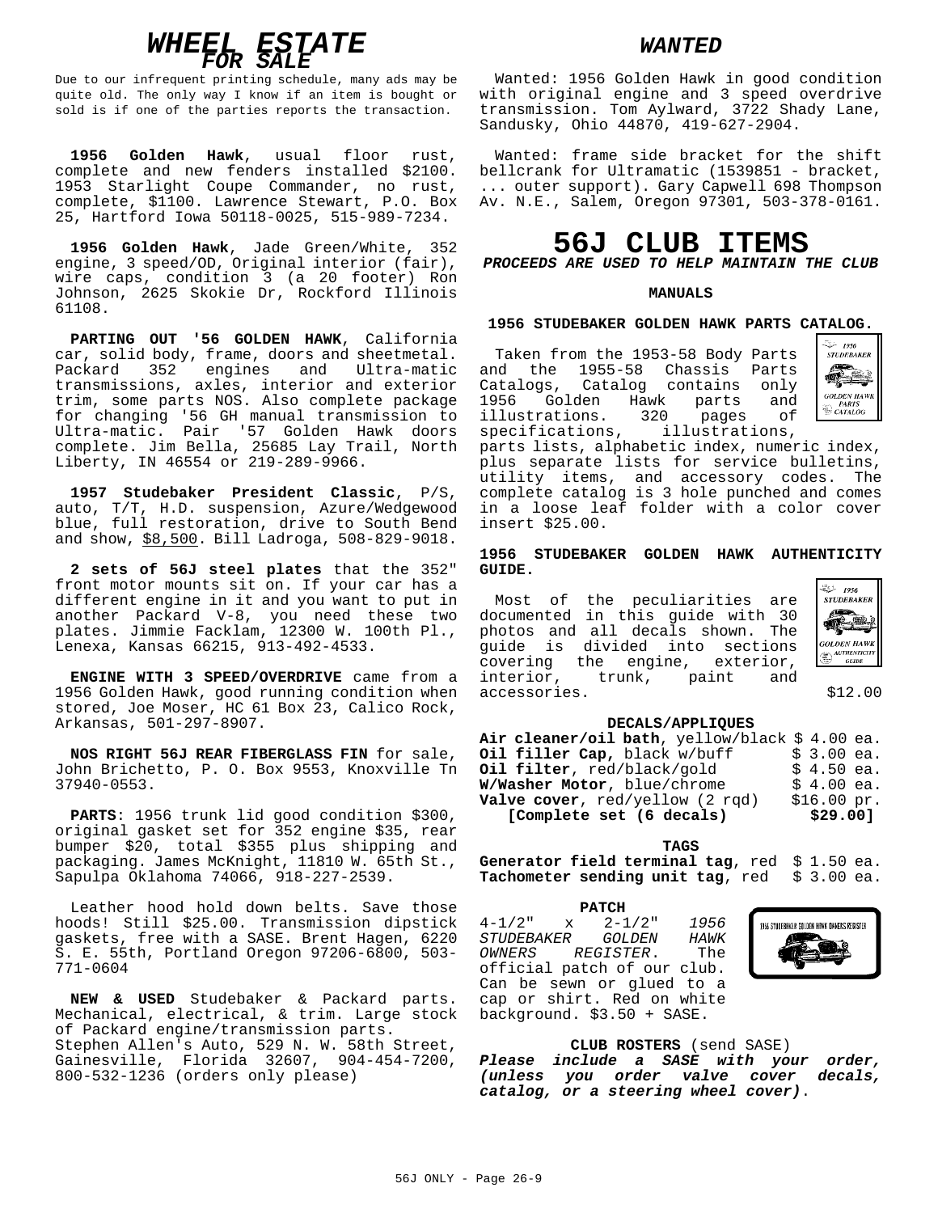# WHEEL ESTATE

## FOR SALE

Due to our infrequent printing schedule, many ads may be quite old. The only way I know if an item is bought or sold is if one of the parties reports the transaction.

**1956 Golden Hawk**, usual floor rust, complete and new fenders installed $2100. 1953 Starlight Coupe Commander, no rust, complete, $1100. Lawrence Stewart, P.O. Box 25, Hartford Iowa 50118-0025, 515-989-7234.

**1956 Golden Hawk**, Jade Green/White, 352 engine, 3 speed/OD, Original interior (fair), wire caps, condition 3 (a 20 footer) Ron Johnson, 2625 Skokie Dr, Rockford Illinois 61108.

**PARTING OUT '56 GOLDEN HAWK**, California car, solid body, frame, doors and sheetmetal. Packard 352 engines and Ultra-matic transmissions, axles, interior and exterior trim, some parts NOS. Also complete package for changing '56 GH manual transmission to Ultra-matic. Pair '57 Golden Hawk doors complete. Jim Bella, 25685 Lay Trail, North Liberty, IN 46554 or 219-289-9966.

**1957 Studebaker President Classic**, P/S, auto, T/T, H.D. suspension, Azure/Wedgewood blue, full restoration, drive to South Bend and show, $8,500. Bill Ladroga, 508-829-9018.

**2 sets of 56J steel plates** that the 352" front motor mounts sit on. If your car has a different engine in it and you want to put in another Packard V-8, you need these two plates. Jimmie Facklam, 12300 W. 100th Pl., Lenexa, Kansas 66215, 913-492-4533.

**ENGINE WITH 3 SPEED/OVERDRIVE** came from a 1956 Golden Hawk, good running condition when stored, Joe Moser, HC 61 Box 23, Calico Rock, Arkansas, 501-297-8907.

**NOS RIGHT 56J REAR FIBERGLASS FIN** for sale, John Brichetto, P. O. Box 9553, Knoxville Tn 37940-0553.

**PARTS**: 1956 trunk lid good condition $300, original gasket set for 352 engine $35, rear bumper $20, total $355 plus shipping and packaging. James McKnight, 11810 W. 65th St., Sapulpa Oklahoma 74066, 918-227-2539.

Leather hood hold down belts. Save those hoods! Still $25.00. Transmission dipstick gaskets, free with a SASE. Brent Hagen, 6220 S. E. 55th, Portland Oregon 97206-6800, 503-771-0604

**NEW & USED** Studebaker & Packard parts. Mechanical, electrical, & trim. Large stock of Packard engine/transmission parts.
Stephen Allen's Auto, 529 N. W. 58th Street, Gainesville, Florida 32607, 904-454-7200, 800-532-1236 (orders only please)

# WANTED

Wanted: 1956 Golden Hawk in good condition with original engine and 3 speed overdrive transmission. Tom Aylward, 3722 Shady Lane, Sandusky, Ohio 44870, 419-627-2904.

Wanted: frame side bracket for the shift bellcrank for Ultramatic (1539851 - bracket, ... outer support). Gary Capwell 698 Thompson Av. N.E., Salem, Oregon 97301, 503-378-0161.

# 56J CLUB ITEMS

***PROCEEDS ARE USED TO HELP MAINTAIN THE CLUB***

### MANUALS

**1956 STUDEBAKER GOLDEN HAWK PARTS CATALOG.**

Taken from the 1953-58 Body Parts and the 1955-58 Chassis Parts Catalogs, Catalog contains only 1956 Golden Hawk parts and illustrations. 320 pages of specifications, illustrations, parts lists, alphabetic index, numeric index, plus separate lists for service bulletins, utility items, and accessory codes. The complete catalog is 3 hole punched and comes in a loose leaf folder with a color cover insert $25.00.

**1956 STUDEBAKER GOLDEN HAWK AUTHENTICITY GUIDE.**

Most of the peculiarities are documented in this guide with 30 photos and all decals shown. The guide is divided into sections covering the engine, exterior, interior, trunk, paint and accessories. $12.00

### DECALS/APPLIQUES

| | |
|---|---|
| **Air cleaner/oil bath**, yellow/black | $ 4.00 ea. |
| **Oil filler Cap**, black w/buff | $ 3.00 ea. |
| **Oil filter**, red/black/gold | $ 4.50 ea. |
| **W/Washer Motor**, blue/chrome | $ 4.00 ea. |
| **Valve cover**, red/yellow (2 rqd) | $16.00 pr. |
| **[Complete set (6 decals)** | **$29.00]** |

### TAGS

| | |
|---|---|
| **Generator field terminal tag**, red | $ 1.50 ea. |
| **Tachometer sending unit tag**, red | $ 3.00 ea. |

### PATCH

4-1/2" x 2-1/2" *1956 STUDEBAKER GOLDEN HAWK OWNERS REGISTER*. The official patch of our club. Can be sewn or glued to a cap or shirt. Red on white background. $3.50 + SASE.

**CLUB ROSTERS** (send SASE)

***Please include a SASE with your order, (unless you order valve cover decals, catalog, or a steering wheel cover)***.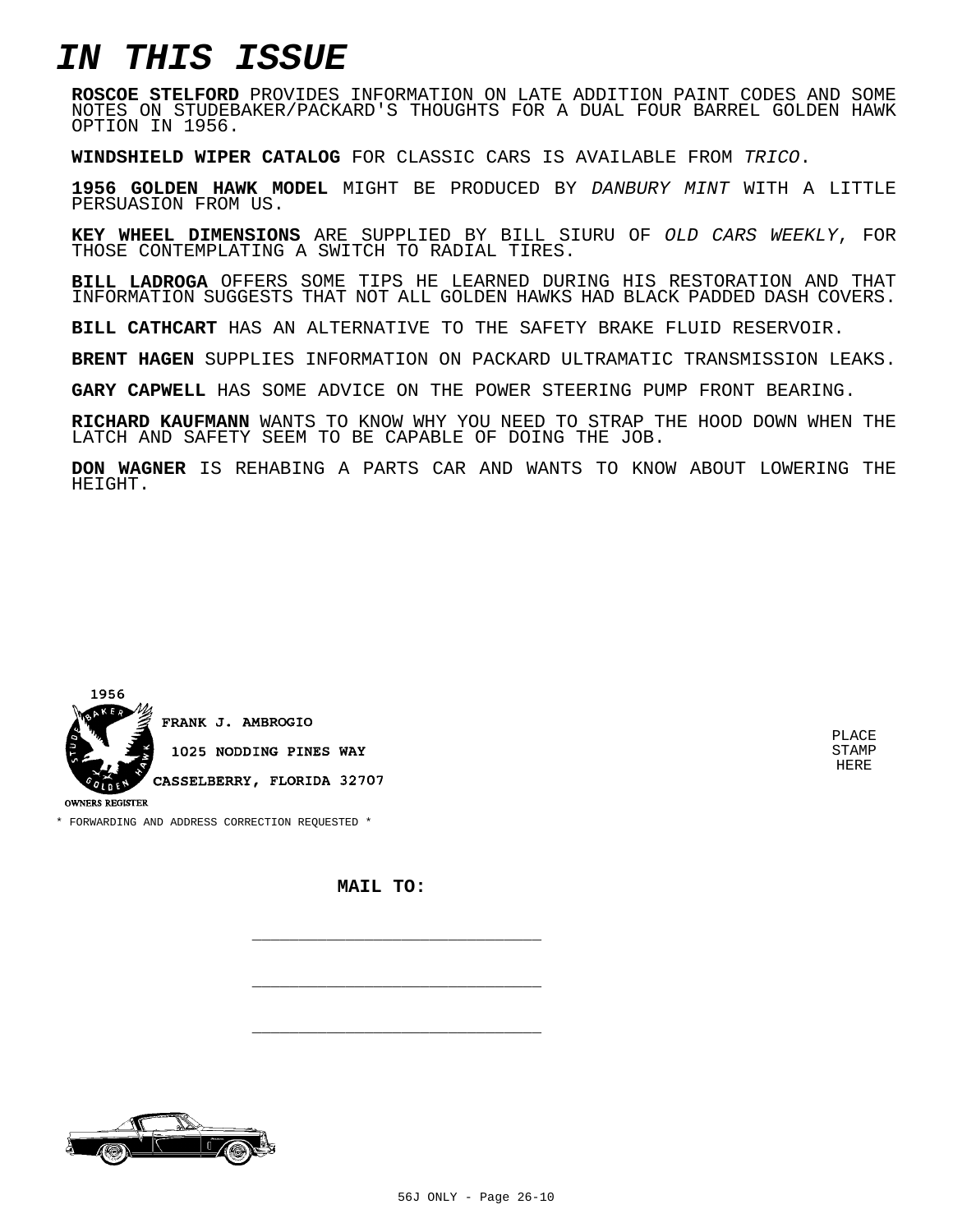# *IN THIS ISSUE*

**ROSCOE STELFORD** PROVIDES INFORMATION ON LATE ADDITION PAINT CODES AND SOME NOTES ON STUDEBAKER/PACKARD'S THOUGHTS FOR A DUAL FOUR BARREL GOLDEN HAWK OPTION IN 1956.

**WINDSHIELD WIPER CATALOG** FOR CLASSIC CARS IS AVAILABLE FROM *TRICO*.

**1956 GOLDEN HAWK MODEL** MIGHT BE PRODUCED BY *DANBURY MINT* WITH A LITTLE PERSUASION FROM US.

**KEY WHEEL DIMENSIONS** ARE SUPPLIED BY BILL SIURU OF *OLD CARS WEEKLY*, FOR THOSE CONTEMPLATING A SWITCH TO RADIAL TIRES.

**BILL LADROGA** OFFERS SOME TIPS HE LEARNED DURING HIS RESTORATION AND THAT INFORMATION SUGGESTS THAT NOT ALL GOLDEN HAWKS HAD BLACK PADDED DASH COVERS.

**BILL CATHCART** HAS AN ALTERNATIVE TO THE SAFETY BRAKE FLUID RESERVOIR.

**BRENT HAGEN** SUPPLIES INFORMATION ON PACKARD ULTRAMATIC TRANSMISSION LEAKS.

**GARY CAPWELL** HAS SOME ADVICE ON THE POWER STEERING PUMP FRONT BEARING.

**RICHARD KAUFMANN** WANTS TO KNOW WHY YOU NEED TO STRAP THE HOOD DOWN WHEN THE LATCH AND SAFETY SEEM TO BE CAPABLE OF DOING THE JOB.

**DON WAGNER** IS REHABING A PARTS CAR AND WANTS TO KNOW ABOUT LOWERING THE HEIGHT.

1956 STUDEBAKER GOLDEN HAWK OWNERS REGISTER

**FRANK J. AMBROGIO**
**1025 NODDING PINES WAY**
**CASSELBERRY, FLORIDA 32707**

PLACE STAMP HERE

\* FORWARDING AND ADDRESS CORRECTION REQUESTED \*

**MAIL TO:**

______________________________

______________________________

______________________________

56J ONLY - Page 26-10